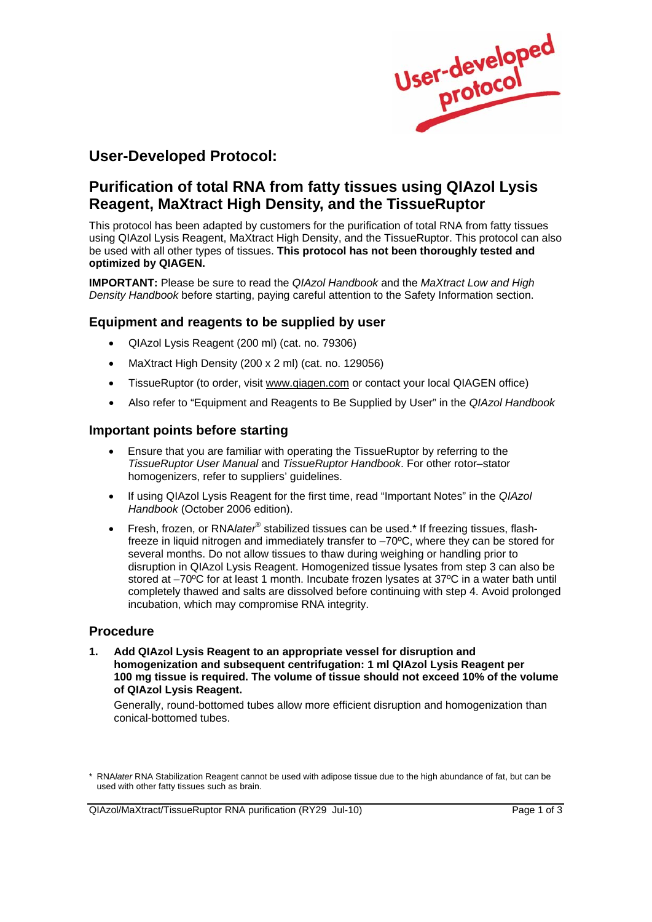User-developed protocol

## User-Developed Protocol:

# Purification of total RNA from fatty tissues using QIAzol Lysis Reagent, MaXtract High Density, and the TissueRuptor

This protocol has been adapted by customers for the purification of total RNA from fatty tissues using QIAzol Lysis Reagent, MaXtract High Density, and the TissueRuptor. This protocol can also be used with all other types of tissues. **This protocol has not been thoroughly tested and optimized by QIAGEN.**

**IMPORTANT:** Please be sure to read the *QIAzol Handbook* and the *MaXtract Low and High Density Handbook* before starting, paying careful attention to the Safety Information section.

### Equipment and reagents to be supplied by user

- QIAzol Lysis Reagent (200 ml) (cat. no. 79306)
- MaXtract High Density (200 x 2 ml) (cat. no. 129056)
- TissueRuptor (to order, visit www.qiagen.com or contact your local QIAGEN office)
- Also refer to "Equipment and Reagents to Be Supplied by User" in the *QIAzol Handbook*

### Important points before starting

- Ensure that you are familiar with operating the TissueRuptor by referring to the *TissueRuptor User Manual* and *TissueRuptor Handbook*. For other rotor–stator homogenizers, refer to suppliers' guidelines.
- If using QIAzol Lysis Reagent for the first time, read "Important Notes" in the *QIAzol Handbook* (October 2006 edition).
- Fresh, frozen, or RNA*later*® stabilized tissues can be used.* If freezing tissues, flash-freeze in liquid nitrogen and immediately transfer to –70ºC, where they can be stored for several months. Do not allow tissues to thaw during weighing or handling prior to disruption in QIAzol Lysis Reagent. Homogenized tissue lysates from step 3 can also be stored at –70ºC for at least 1 month. Incubate frozen lysates at 37ºC in a water bath until completely thawed and salts are dissolved before continuing with step 4. Avoid prolonged incubation, which may compromise RNA integrity.

### Procedure

1. **Add QIAzol Lysis Reagent to an appropriate vessel for disruption and homogenization and subsequent centrifugation: 1 ml QIAzol Lysis Reagent per 100 mg tissue is required. The volume of tissue should not exceed 10% of the volume of QIAzol Lysis Reagent.**

   Generally, round-bottomed tubes allow more efficient disruption and homogenization than conical-bottomed tubes.

\* RNA*later* RNA Stabilization Reagent cannot be used with adipose tissue due to the high abundance of fat, but can be used with other fatty tissues such as brain.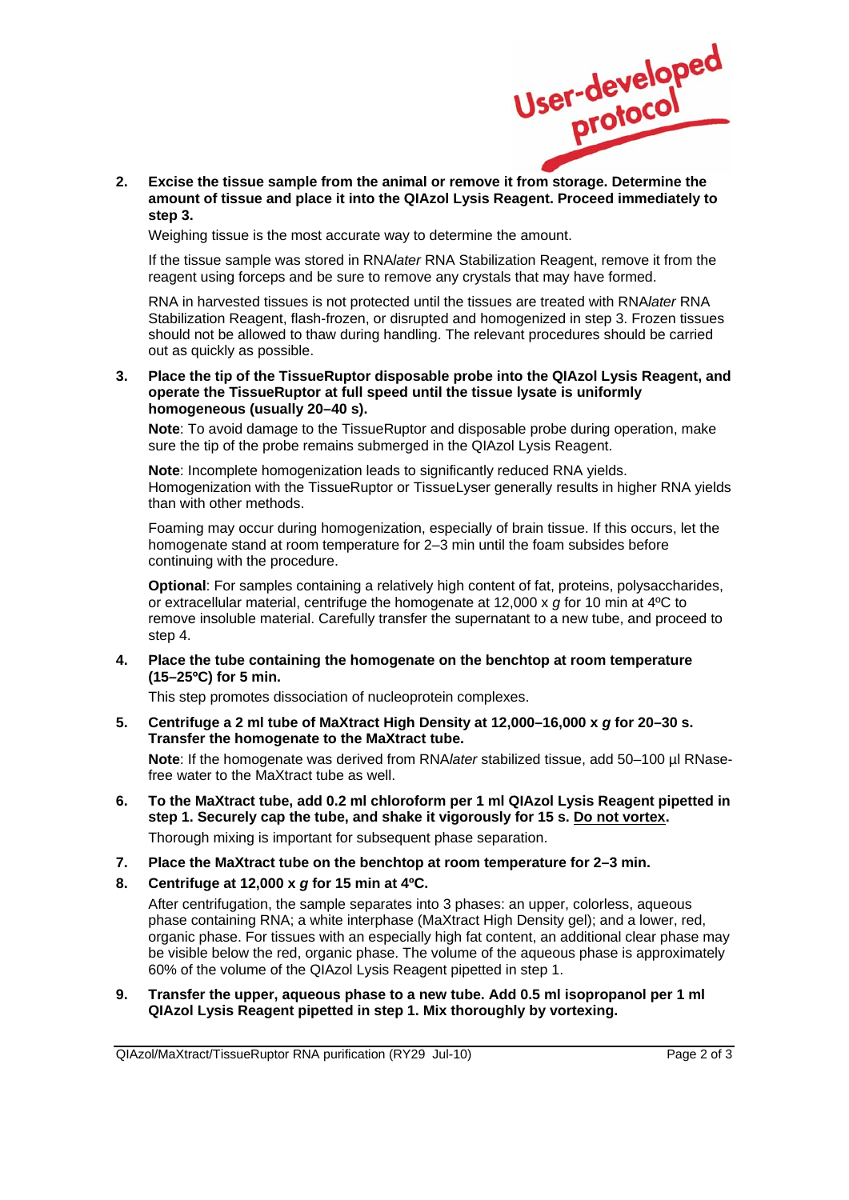User-developed protocol

2. **Excise the tissue sample from the animal or remove it from storage. Determine the amount of tissue and place it into the QIAzol Lysis Reagent. Proceed immediately to step 3.**

   Weighing tissue is the most accurate way to determine the amount.

   If the tissue sample was stored in RNA*later* RNA Stabilization Reagent, remove it from the reagent using forceps and be sure to remove any crystals that may have formed.

   RNA in harvested tissues is not protected until the tissues are treated with RNA*later* RNA Stabilization Reagent, flash-frozen, or disrupted and homogenized in step 3. Frozen tissues should not be allowed to thaw during handling. The relevant procedures should be carried out as quickly as possible.

3. **Place the tip of the TissueRuptor disposable probe into the QIAzol Lysis Reagent, and operate the TissueRuptor at full speed until the tissue lysate is uniformly homogeneous (usually 20–40 s).**

   **Note**: To avoid damage to the TissueRuptor and disposable probe during operation, make sure the tip of the probe remains submerged in the QIAzol Lysis Reagent.

   **Note**: Incomplete homogenization leads to significantly reduced RNA yields. Homogenization with the TissueRuptor or TissueLyser generally results in higher RNA yields than with other methods.

   Foaming may occur during homogenization, especially of brain tissue. If this occurs, let the homogenate stand at room temperature for 2–3 min until the foam subsides before continuing with the procedure.

   **Optional**: For samples containing a relatively high content of fat, proteins, polysaccharides, or extracellular material, centrifuge the homogenate at 12,000 x *g* for 10 min at 4ºC to remove insoluble material. Carefully transfer the supernatant to a new tube, and proceed to step 4.

4. **Place the tube containing the homogenate on the benchtop at room temperature (15–25ºC) for 5 min.**

   This step promotes dissociation of nucleoprotein complexes.

5. **Centrifuge a 2 ml tube of MaXtract High Density at 12,000–16,000 x *g* for 20–30 s. Transfer the homogenate to the MaXtract tube.**

   **Note**: If the homogenate was derived from RNA*later* stabilized tissue, add 50–100 µl RNase-free water to the MaXtract tube as well.

6. **To the MaXtract tube, add 0.2 ml chloroform per 1 ml QIAzol Lysis Reagent pipetted in step 1. Securely cap the tube, and shake it vigorously for 15 s. <u>Do not vortex</u>.**

   Thorough mixing is important for subsequent phase separation.

7. **Place the MaXtract tube on the benchtop at room temperature for 2–3 min.**

8. **Centrifuge at 12,000 x *g* for 15 min at 4ºC.**

   After centrifugation, the sample separates into 3 phases: an upper, colorless, aqueous phase containing RNA; a white interphase (MaXtract High Density gel); and a lower, red, organic phase. For tissues with an especially high fat content, an additional clear phase may be visible below the red, organic phase. The volume of the aqueous phase is approximately 60% of the volume of the QIAzol Lysis Reagent pipetted in step 1.

9. **Transfer the upper, aqueous phase to a new tube. Add 0.5 ml isopropanol per 1 ml QIAzol Lysis Reagent pipetted in step 1. Mix thoroughly by vortexing.**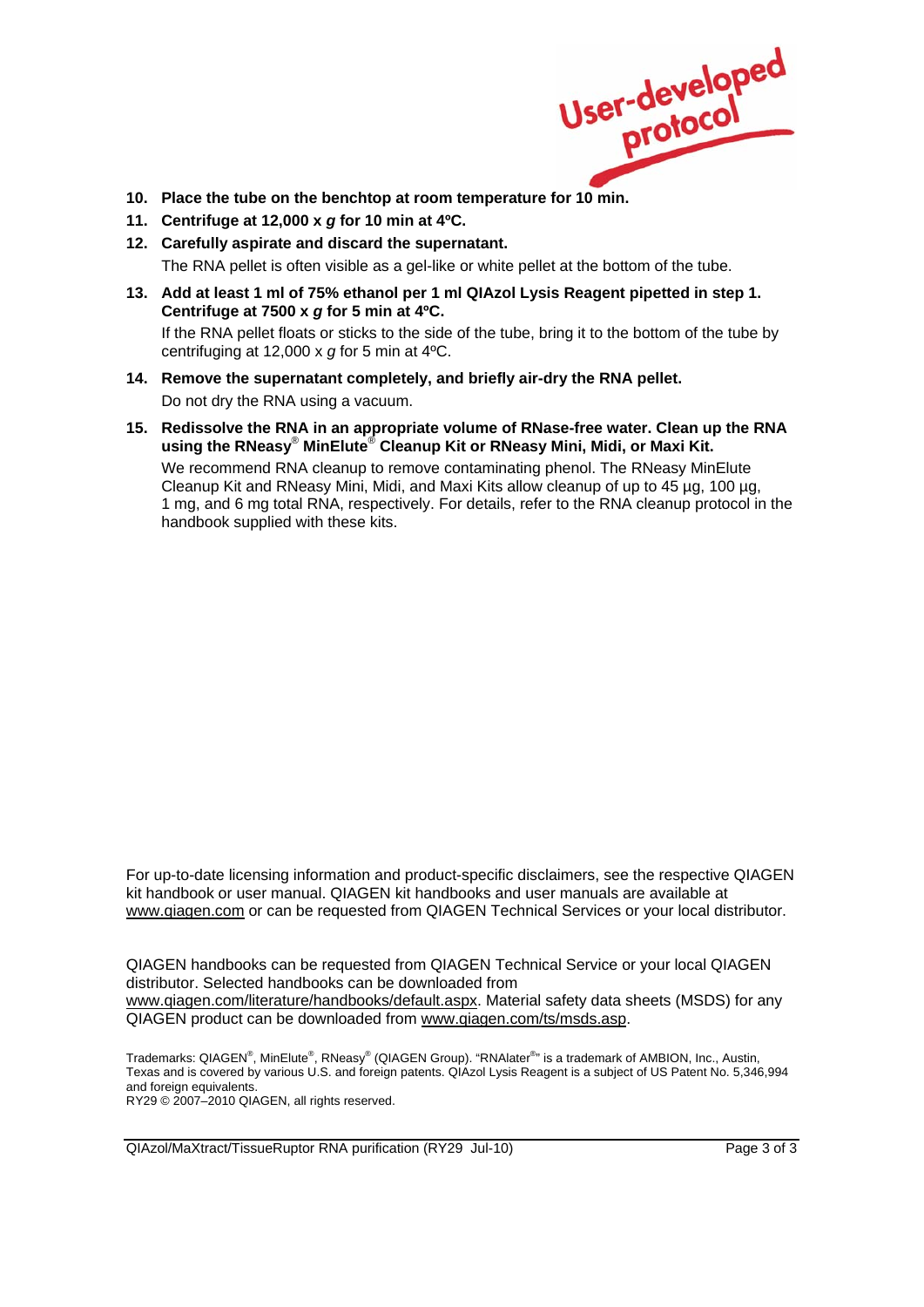User-developed protocol

10. **Place the tube on the benchtop at room temperature for 10 min.**
11. **Centrifuge at 12,000 x *g* for 10 min at 4ºC.**
12. **Carefully aspirate and discard the supernatant.**

    The RNA pellet is often visible as a gel-like or white pellet at the bottom of the tube.

13. **Add at least 1 ml of 75% ethanol per 1 ml QIAzol Lysis Reagent pipetted in step 1. Centrifuge at 7500 x *g* for 5 min at 4ºC.**

    If the RNA pellet floats or sticks to the side of the tube, bring it to the bottom of the tube by centrifuging at 12,000 x *g* for 5 min at 4ºC.

14. **Remove the supernatant completely, and briefly air-dry the RNA pellet.**

    Do not dry the RNA using a vacuum.

15. **Redissolve the RNA in an appropriate volume of RNase-free water. Clean up the RNA using the RNeasy® MinElute® Cleanup Kit or RNeasy Mini, Midi, or Maxi Kit.**

    We recommend RNA cleanup to remove contaminating phenol. The RNeasy MinElute Cleanup Kit and RNeasy Mini, Midi, and Maxi Kits allow cleanup of up to 45 µg, 100 µg, 1 mg, and 6 mg total RNA, respectively. For details, refer to the RNA cleanup protocol in the handbook supplied with these kits.

For up-to-date licensing information and product-specific disclaimers, see the respective QIAGEN kit handbook or user manual. QIAGEN kit handbooks and user manuals are available at www.qiagen.com or can be requested from QIAGEN Technical Services or your local distributor.

QIAGEN handbooks can be requested from QIAGEN Technical Service or your local QIAGEN distributor. Selected handbooks can be downloaded from www.qiagen.com/literature/handbooks/default.aspx. Material safety data sheets (MSDS) for any QIAGEN product can be downloaded from www.qiagen.com/ts/msds.asp.

Trademarks: QIAGEN®, MinElute®, RNeasy® (QIAGEN Group). "RNAlater®" is a trademark of AMBION, Inc., Austin, Texas and is covered by various U.S. and foreign patents. QIAzol Lysis Reagent is a subject of US Patent No. 5,346,994 and foreign equivalents.
RY29 © 2007–2010 QIAGEN, all rights reserved.